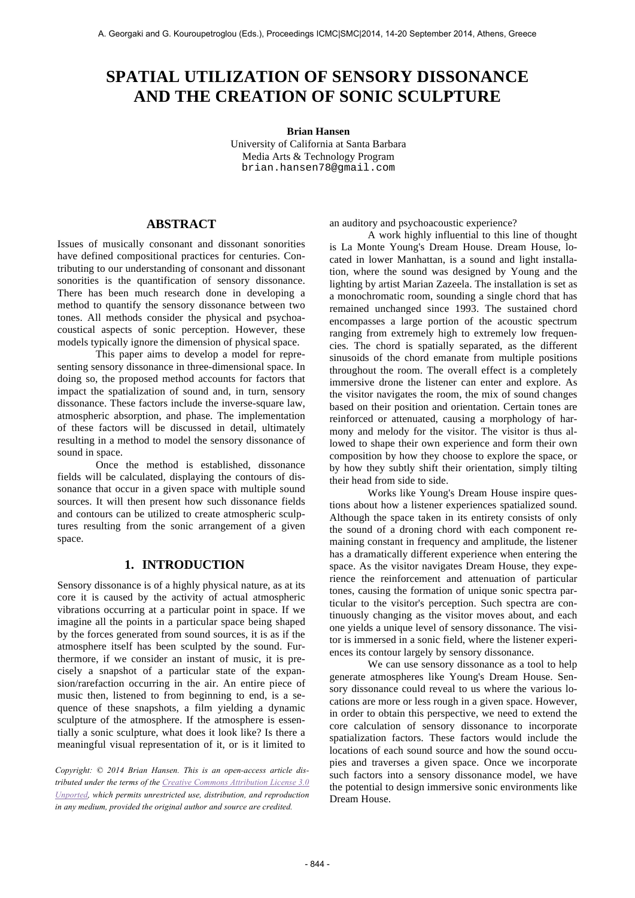# SPATIAL UTILIZATION OF SENSORY DISSONANCE AND THE CREATION OF SONIC SCULPTURE

**Brian Hansen**
University of California at Santa Barbara
Media Arts & Technology Program
brian.hansen78@gmail.com

## ABSTRACT

Issues of musically consonant and dissonant sonorities have defined compositional practices for centuries. Contributing to our understanding of consonant and dissonant sonorities is the quantification of sensory dissonance. There has been much research done in developing a method to quantify the sensory dissonance between two tones. All methods consider the physical and psychoacoustical aspects of sonic perception. However, these models typically ignore the dimension of physical space.

This paper aims to develop a model for representing sensory dissonance in three-dimensional space. In doing so, the proposed method accounts for factors that impact the spatialization of sound and, in turn, sensory dissonance. These factors include the inverse-square law, atmospheric absorption, and phase. The implementation of these factors will be discussed in detail, ultimately resulting in a method to model the sensory dissonance of sound in space.

Once the method is established, dissonance fields will be calculated, displaying the contours of dissonance that occur in a given space with multiple sound sources. It will then present how such dissonance fields and contours can be utilized to create atmospheric sculptures resulting from the sonic arrangement of a given space.

## 1. INTRODUCTION

Sensory dissonance is of a highly physical nature, as at its core it is caused by the activity of actual atmospheric vibrations occurring at a particular point in space. If we imagine all the points in a particular space being shaped by the forces generated from sound sources, it is as if the atmosphere itself has been sculpted by the sound. Furthermore, if we consider an instant of music, it is precisely a snapshot of a particular state of the expansion/rarefaction occurring in the air. An entire piece of music then, listened to from beginning to end, is a sequence of these snapshots, a film yielding a dynamic sculpture of the atmosphere. If the atmosphere is essentially a sonic sculpture, what does it look like? Is there a meaningful visual representation of it, or is it limited to an auditory and psychoacoustic experience?

A work highly influential to this line of thought is La Monte Young's Dream House. Dream House, located in lower Manhattan, is a sound and light installation, where the sound was designed by Young and the lighting by artist Marian Zazeela. The installation is set as a monochromatic room, sounding a single chord that has remained unchanged since 1993. The sustained chord encompasses a large portion of the acoustic spectrum ranging from extremely high to extremely low frequencies. The chord is spatially separated, as the different sinusoids of the chord emanate from multiple positions throughout the room. The overall effect is a completely immersive drone the listener can enter and explore. As the visitor navigates the room, the mix of sound changes based on their position and orientation. Certain tones are reinforced or attenuated, causing a morphology of harmony and melody for the visitor. The visitor is thus allowed to shape their own experience and form their own composition by how they choose to explore the space, or by how they subtly shift their orientation, simply tilting their head from side to side.

Works like Young's Dream House inspire questions about how a listener experiences spatialized sound. Although the space taken in its entirety consists of only the sound of a droning chord with each component remaining constant in frequency and amplitude, the listener has a dramatically different experience when entering the space. As the visitor navigates Dream House, they experience the reinforcement and attenuation of particular tones, causing the formation of unique sonic spectra particular to the visitor's perception. Such spectra are continuously changing as the visitor moves about, and each one yields a unique level of sensory dissonance. The visitor is immersed in a sonic field, where the listener experiences its contour largely by sensory dissonance.

We can use sensory dissonance as a tool to help generate atmospheres like Young's Dream House. Sensory dissonance could reveal to us where the various locations are more or less rough in a given space. However, in order to obtain this perspective, we need to extend the core calculation of sensory dissonance to incorporate spatialization factors. These factors would include the locations of each sound source and how the sound occupies and traverses a given space. Once we incorporate such factors into a sensory dissonance model, we have the potential to design immersive sonic environments like Dream House.

*Copyright: © 2014 Brian Hansen. This is an open-access article distributed under the terms of the Creative Commons Attribution License 3.0 Unported, which permits unrestricted use, distribution, and reproduction in any medium, provided the original author and source are credited.*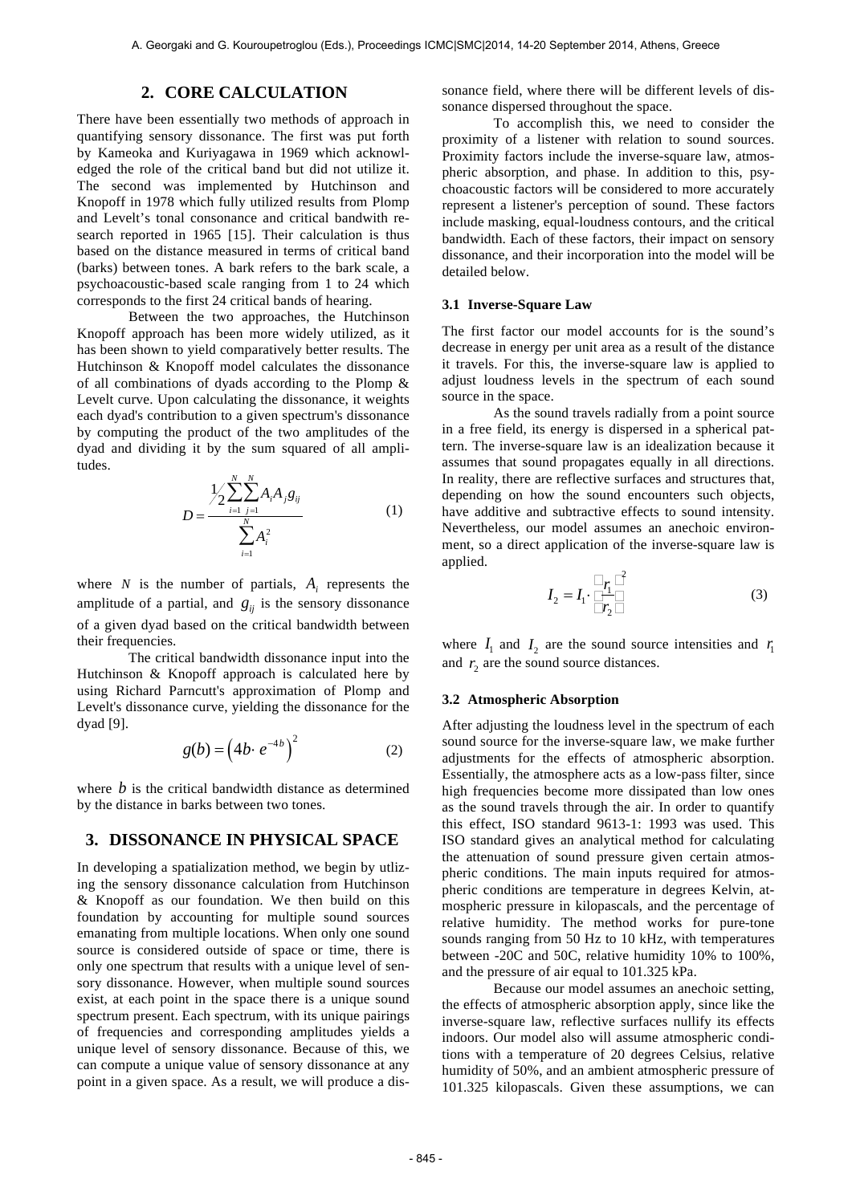## 2. CORE CALCULATION

There have been essentially two methods of approach in quantifying sensory dissonance. The first was put forth by Kameoka and Kuriyagawa in 1969 which acknowledged the role of the critical band but did not utilize it. The second was implemented by Hutchinson and Knopoff in 1978 which fully utilized results from Plomp and Levelt's tonal consonance and critical bandwith research reported in 1965 [15]. Their calculation is thus based on the distance measured in terms of critical band (barks) between tones. A bark refers to the bark scale, a psychoacoustic-based scale ranging from 1 to 24 which corresponds to the first 24 critical bands of hearing.

Between the two approaches, the Hutchinson Knopoff approach has been more widely utilized, as it has been shown to yield comparatively better results. The Hutchinson & Knopoff model calculates the dissonance of all combinations of dyads according to the Plomp & Levelt curve. Upon calculating the dissonance, it weights each dyad's contribution to a given spectrum's dissonance by computing the product of the two amplitudes of the dyad and dividing it by the sum squared of all amplitudes.

$$D = \frac{\frac{1}{2}\sum_{i=1}^{N}\sum_{j=1}^{N} A_i A_j g_{ij}}{\sum_{i=1}^{N} A_i^2} \tag{1}$$

where $N$ is the number of partials, $A_i$ represents the amplitude of a partial, and $g_{ij}$ is the sensory dissonance of a given dyad based on the critical bandwidth between their frequencies.

The critical bandwidth dissonance input into the Hutchinson & Knopoff approach is calculated here by using Richard Parncutt's approximation of Plomp and Levelt's dissonance curve, yielding the dissonance for the dyad [9].

$$g(b) = \left(4b \cdot e^{-4b}\right)^2 \tag{2}$$

where $b$ is the critical bandwidth distance as determined by the distance in barks between two tones.

## 3. DISSONANCE IN PHYSICAL SPACE

In developing a spatialization method, we begin by utlizing the sensory dissonance calculation from Hutchinson & Knopoff as our foundation. We then build on this foundation by accounting for multiple sound sources emanating from multiple locations. When only one sound source is considered outside of space or time, there is only one spectrum that results with a unique level of sensory dissonance. However, when multiple sound sources exist, at each point in the space there is a unique sound spectrum present. Each spectrum, with its unique pairings of frequencies and corresponding amplitudes yields a unique level of sensory dissonance. Because of this, we can compute a unique value of sensory dissonance at any point in a given space. As a result, we will produce a dissonance field, where there will be different levels of dissonance dispersed throughout the space.

To accomplish this, we need to consider the proximity of a listener with relation to sound sources. Proximity factors include the inverse-square law, atmospheric absorption, and phase. In addition to this, psychoacoustic factors will be considered to more accurately represent a listener's perception of sound. These factors include masking, equal-loudness contours, and the critical bandwidth. Each of these factors, their impact on sensory dissonance, and their incorporation into the model will be detailed below.

### 3.1 Inverse-Square Law

The first factor our model accounts for is the sound's decrease in energy per unit area as a result of the distance it travels. For this, the inverse-square law is applied to adjust loudness levels in the spectrum of each sound source in the space.

As the sound travels radially from a point source in a free field, its energy is dispersed in a spherical pattern. The inverse-square law is an idealization because it assumes that sound propagates equally in all directions. In reality, there are reflective surfaces and structures that, depending on how the sound encounters such objects, have additive and subtractive effects to sound intensity. Nevertheless, our model assumes an anechoic environment, so a direct application of the inverse-square law is applied.

$$I_2 = I_1 \cdot \left(\frac{r_1}{r_2}\right)^2 \tag{3}$$

where $I_1$ and $I_2$ are the sound source intensities and $r_1$ and $r_2$ are the sound source distances.

### 3.2 Atmospheric Absorption

After adjusting the loudness level in the spectrum of each sound source for the inverse-square law, we make further adjustments for the effects of atmospheric absorption. Essentially, the atmosphere acts as a low-pass filter, since high frequencies become more dissipated than low ones as the sound travels through the air. In order to quantify this effect, ISO standard 9613-1: 1993 was used. This ISO standard gives an analytical method for calculating the attenuation of sound pressure given certain atmospheric conditions. The main inputs required for atmospheric conditions are temperature in degrees Kelvin, atmospheric pressure in kilopascals, and the percentage of relative humidity. The method works for pure-tone sounds ranging from 50 Hz to 10 kHz, with temperatures between -20C and 50C, relative humidity 10% to 100%, and the pressure of air equal to 101.325 kPa.

Because our model assumes an anechoic setting, the effects of atmospheric absorption apply, since like the inverse-square law, reflective surfaces nullify its effects indoors. Our model also will assume atmospheric conditions with a temperature of 20 degrees Celsius, relative humidity of 50%, and an ambient atmospheric pressure of 101.325 kilopascals. Given these assumptions, we can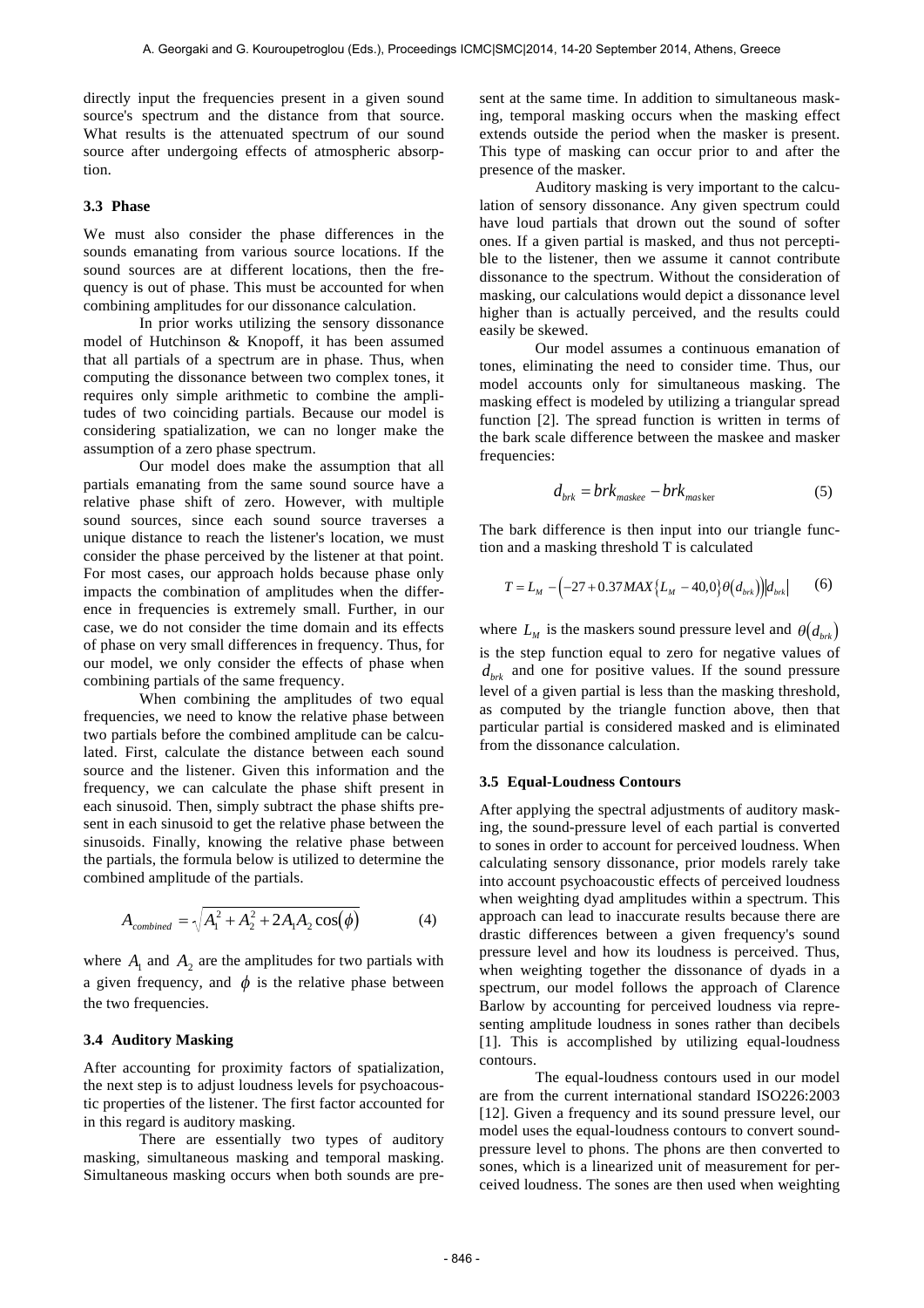directly input the frequencies present in a given sound source's spectrum and the distance from that source. What results is the attenuated spectrum of our sound source after undergoing effects of atmospheric absorption.

### 3.3 Phase

We must also consider the phase differences in the sounds emanating from various source locations. If the sound sources are at different locations, then the frequency is out of phase. This must be accounted for when combining amplitudes for our dissonance calculation.

In prior works utilizing the sensory dissonance model of Hutchinson & Knopoff, it has been assumed that all partials of a spectrum are in phase. Thus, when computing the dissonance between two complex tones, it requires only simple arithmetic to combine the amplitudes of two coinciding partials. Because our model is considering spatialization, we can no longer make the assumption of a zero phase spectrum.

Our model does make the assumption that all partials emanating from the same sound source have a relative phase shift of zero. However, with multiple sound sources, since each sound source traverses a unique distance to reach the listener's location, we must consider the phase perceived by the listener at that point. For most cases, our approach holds because phase only impacts the combination of amplitudes when the difference in frequencies is extremely small. Further, in our case, we do not consider the time domain and its effects of phase on very small differences in frequency. Thus, for our model, we only consider the effects of phase when combining partials of the same frequency.

When combining the amplitudes of two equal frequencies, we need to know the relative phase between two partials before the combined amplitude can be calculated. First, calculate the distance between each sound source and the listener. Given this information and the frequency, we can calculate the phase shift present in each sinusoid. Then, simply subtract the phase shifts present in each sinusoid to get the relative phase between the sinusoids. Finally, knowing the relative phase between the partials, the formula below is utilized to determine the combined amplitude of the partials.

$$A_{combined} = \sqrt{A_1^2 + A_2^2 + 2A_1A_2\cos(\phi)} \tag{4}$$

where $A_1$ and $A_2$ are the amplitudes for two partials with a given frequency, and $\phi$ is the relative phase between the two frequencies.

### 3.4 Auditory Masking

After accounting for proximity factors of spatialization, the next step is to adjust loudness levels for psychoacoustic properties of the listener. The first factor accounted for in this regard is auditory masking.

There are essentially two types of auditory masking, simultaneous masking and temporal masking. Simultaneous masking occurs when both sounds are present at the same time. In addition to simultaneous masking, temporal masking occurs when the masking effect extends outside the period when the masker is present. This type of masking can occur prior to and after the presence of the masker.

Auditory masking is very important to the calculation of sensory dissonance. Any given spectrum could have loud partials that drown out the sound of softer ones. If a given partial is masked, and thus not perceptible to the listener, then we assume it cannot contribute dissonance to the spectrum. Without the consideration of masking, our calculations would depict a dissonance level higher than is actually perceived, and the results could easily be skewed.

Our model assumes a continuous emanation of tones, eliminating the need to consider time. Thus, our model accounts only for simultaneous masking. The masking effect is modeled by utilizing a triangular spread function [2]. The spread function is written in terms of the bark scale difference between the maskee and masker frequencies:

$$d_{brk} = brk_{maskee} - brk_{masker} \tag{5}$$

The bark difference is then input into our triangle function and a masking threshold T is calculated

$$T = L_M - \left(-27 + 0.37MAX\{L_M - 40,0\}\theta(d_{brk})\right)|d_{brk}| \tag{6}$$

where $L_M$ is the maskers sound pressure level and $\theta(d_{brk})$ is the step function equal to zero for negative values of $d_{brk}$ and one for positive values. If the sound pressure level of a given partial is less than the masking threshold, as computed by the triangle function above, then that particular partial is considered masked and is eliminated from the dissonance calculation.

### 3.5 Equal-Loudness Contours

After applying the spectral adjustments of auditory masking, the sound-pressure level of each partial is converted to sones in order to account for perceived loudness. When calculating sensory dissonance, prior models rarely take into account psychoacoustic effects of perceived loudness when weighting dyad amplitudes within a spectrum. This approach can lead to inaccurate results because there are drastic differences between a given frequency's sound pressure level and how its loudness is perceived. Thus, when weighting together the dissonance of dyads in a spectrum, our model follows the approach of Clarence Barlow by accounting for perceived loudness via representing amplitude loudness in sones rather than decibels [1]. This is accomplished by utilizing equal-loudness contours.

The equal-loudness contours used in our model are from the current international standard ISO226:2003 [12]. Given a frequency and its sound pressure level, our model uses the equal-loudness contours to convert sound-pressure level to phons. The phons are then converted to sones, which is a linearized unit of measurement for perceived loudness. The sones are then used when weighting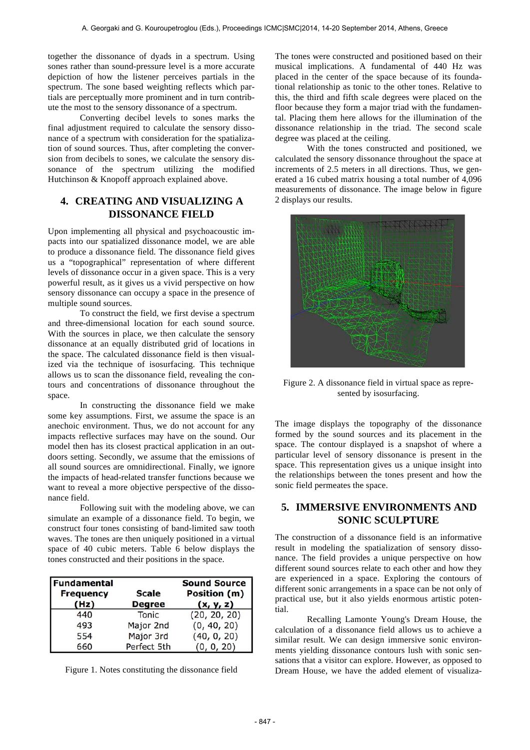together the dissonance of dyads in a spectrum. Using sones rather than sound-pressure level is a more accurate depiction of how the listener perceives partials in the spectrum. The sone based weighting reflects which partials are perceptually more prominent and in turn contribute the most to the sensory dissonance of a spectrum.

Converting decibel levels to sones marks the final adjustment required to calculate the sensory dissonance of a spectrum with consideration for the spatialization of sound sources. Thus, after completing the conversion from decibels to sones, we calculate the sensory dissonance of the spectrum utilizing the modified Hutchinson & Knopoff approach explained above.

## 4. CREATING AND VISUALIZING A DISSONANCE FIELD

Upon implementing all physical and psychoacoustic impacts into our spatialized dissonance model, we are able to produce a dissonance field. The dissonance field gives us a "topographical" representation of where different levels of dissonance occur in a given space. This is a very powerful result, as it gives us a vivid perspective on how sensory dissonance can occupy a space in the presence of multiple sound sources.

To construct the field, we first devise a spectrum and three-dimensional location for each sound source. With the sources in place, we then calculate the sensory dissonance at an equally distributed grid of locations in the space. The calculated dissonance field is then visualized via the technique of isosurfacing. This technique allows us to scan the dissonance field, revealing the contours and concentrations of dissonance throughout the space.

In constructing the dissonance field we make some key assumptions. First, we assume the space is an anechoic environment. Thus, we do not account for any impacts reflective surfaces may have on the sound. Our model then has its closest practical application in an outdoors setting. Secondly, we assume that the emissions of all sound sources are omnidirectional. Finally, we ignore the impacts of head-related transfer functions because we want to reveal a more objective perspective of the dissonance field.

Following suit with the modeling above, we can simulate an example of a dissonance field. To begin, we construct four tones consisting of band-limited saw tooth waves. The tones are then uniquely positioned in a virtual space of 40 cubic meters. Table 6 below displays the tones constructed and their positions in the space.

| Fundamental Frequency (Hz) | Scale Degree | Sound Source Position (m) (x, y, z) |
|---|---|---|
| 440 | Tonic | (20, 20, 20) |
| 493 | Major 2nd | (0, 40, 20) |
| 554 | Major 3rd | (40, 0, 20) |
| 660 | Perfect 5th | (0, 0, 20) |

Figure 1. Notes constituting the dissonance field

The tones were constructed and positioned based on their musical implications. A fundamental of 440 Hz was placed in the center of the space because of its foundational relationship as tonic to the other tones. Relative to this, the third and fifth scale degrees were placed on the floor because they form a major triad with the fundamental. Placing them here allows for the illumination of the dissonance relationship in the triad. The second scale degree was placed at the ceiling.

With the tones constructed and positioned, we calculated the sensory dissonance throughout the space at increments of 2.5 meters in all directions. Thus, we generated a 16 cubed matrix housing a total number of 4,096 measurements of dissonance. The image below in figure 2 displays our results.

Figure 2. A dissonance field in virtual space as represented by isosurfacing.

The image displays the topography of the dissonance formed by the sound sources and its placement in the space. The contour displayed is a snapshot of where a particular level of sensory dissonance is present in the space. This representation gives us a unique insight into the relationships between the tones present and how the sonic field permeates the space.

## 5. IMMERSIVE ENVIRONMENTS AND SONIC SCULPTURE

The construction of a dissonance field is an informative result in modeling the spatialization of sensory dissonance. The field provides a unique perspective on how different sound sources relate to each other and how they are experienced in a space. Exploring the contours of different sonic arrangements in a space can be not only of practical use, but it also yields enormous artistic potential.

Recalling Lamonte Young's Dream House, the calculation of a dissonance field allows us to achieve a similar result. We can design immersive sonic environments yielding dissonance contours lush with sonic sensations that a visitor can explore. However, as opposed to Dream House, we have the added element of visualiza-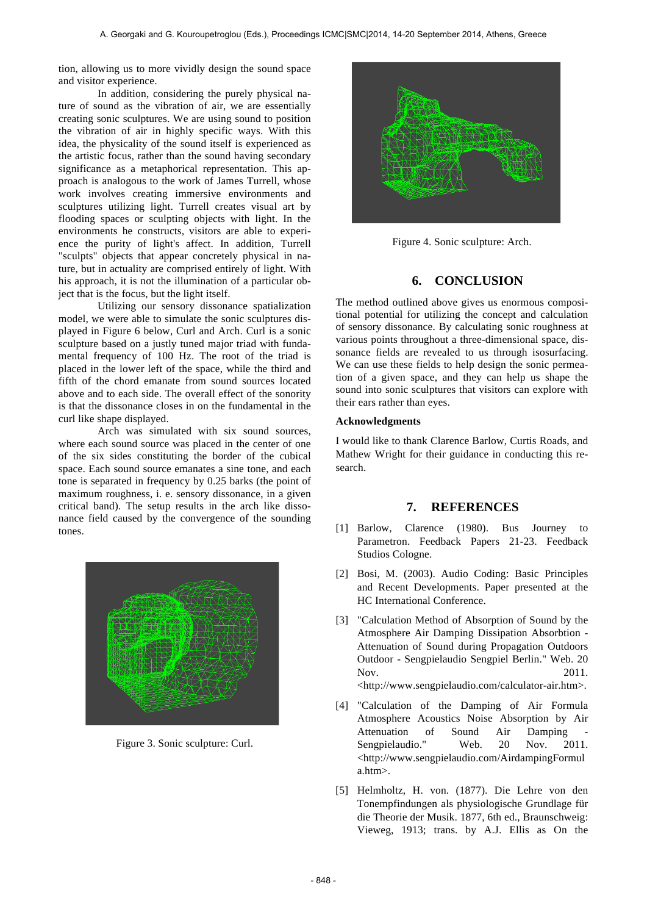tion, allowing us to more vividly design the sound space and visitor experience.

In addition, considering the purely physical nature of sound as the vibration of air, we are essentially creating sonic sculptures. We are using sound to position the vibration of air in highly specific ways. With this idea, the physicality of the sound itself is experienced as the artistic focus, rather than the sound having secondary significance as a metaphorical representation. This approach is analogous to the work of James Turrell, whose work involves creating immersive environments and sculptures utilizing light. Turrell creates visual art by flooding spaces or sculpting objects with light. In the environments he constructs, visitors are able to experience the purity of light's affect. In addition, Turrell "sculpts" objects that appear concretely physical in nature, but in actuality are comprised entirely of light. With his approach, it is not the illumination of a particular object that is the focus, but the light itself.

Utilizing our sensory dissonance spatialization model, we were able to simulate the sonic sculptures displayed in Figure 6 below, Curl and Arch. Curl is a sonic sculpture based on a justly tuned major triad with fundamental frequency of 100 Hz. The root of the triad is placed in the lower left of the space, while the third and fifth of the chord emanate from sound sources located above and to each side. The overall effect of the sonority is that the dissonance closes in on the fundamental in the curl like shape displayed.

Arch was simulated with six sound sources, where each sound source was placed in the center of one of the six sides constituting the border of the cubical space. Each sound source emanates a sine tone, and each tone is separated in frequency by 0.25 barks (the point of maximum roughness, i. e. sensory dissonance, in a given critical band). The setup results in the arch like dissonance field caused by the convergence of the sounding tones.

Figure 3. Sonic sculpture: Curl.

Figure 4. Sonic sculpture: Arch.

## 6. CONCLUSION

The method outlined above gives us enormous compositional potential for utilizing the concept and calculation of sensory dissonance. By calculating sonic roughness at various points throughout a three-dimensional space, dissonance fields are revealed to us through isosurfacing. We can use these fields to help design the sonic permeation of a given space, and they can help us shape the sound into sonic sculptures that visitors can explore with their ears rather than eyes.

### Acknowledgments

I would like to thank Clarence Barlow, Curtis Roads, and Mathew Wright for their guidance in conducting this research.

## 7. REFERENCES

[1] Barlow, Clarence (1980). Bus Journey to Parametron. Feedback Papers 21-23. Feedback Studios Cologne.

[2] Bosi, M. (2003). Audio Coding: Basic Principles and Recent Developments. Paper presented at the HC International Conference.

[3] "Calculation Method of Absorption of Sound by the Atmosphere Air Damping Dissipation Absorbtion - Attenuation of Sound during Propagation Outdoors Outdoor - Sengpielaudio Sengpiel Berlin." Web. 20 Nov. 2011. <http://www.sengpielaudio.com/calculator-air.htm>.

[4] "Calculation of the Damping of Air Formula Atmosphere Acoustics Noise Absorption by Air Attenuation of Sound Air Damping - Sengpielaudio." Web. 20 Nov. 2011. <http://www.sengpielaudio.com/AirdampingFormula.htm>.

[5] Helmholtz, H. von. (1877). Die Lehre von den Tonempfindungen als physiologische Grundlage für die Theorie der Musik. 1877, 6th ed., Braunschweig: Vieweg, 1913; trans. by A.J. Ellis as On the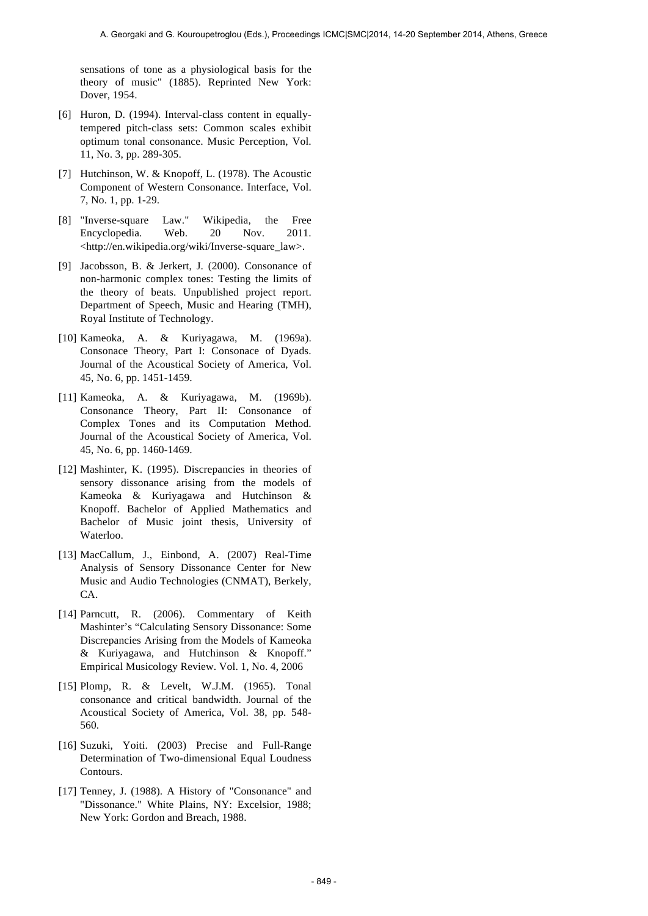sensations of tone as a physiological basis for the theory of music" (1885). Reprinted New York: Dover, 1954.

[6] Huron, D. (1994). Interval-class content in equally-tempered pitch-class sets: Common scales exhibit optimum tonal consonance. Music Perception, Vol. 11, No. 3, pp. 289-305.

[7] Hutchinson, W. & Knopoff, L. (1978). The Acoustic Component of Western Consonance. Interface, Vol. 7, No. 1, pp. 1-29.

[8] "Inverse-square Law." Wikipedia, the Free Encyclopedia. Web. 20 Nov. 2011. <http://en.wikipedia.org/wiki/Inverse-square_law>.

[9] Jacobsson, B. & Jerkert, J. (2000). Consonance of non-harmonic complex tones: Testing the limits of the theory of beats. Unpublished project report. Department of Speech, Music and Hearing (TMH), Royal Institute of Technology.

[10] Kameoka, A. & Kuriyagawa, M. (1969a). Consonace Theory, Part I: Consonace of Dyads. Journal of the Acoustical Society of America, Vol. 45, No. 6, pp. 1451-1459.

[11] Kameoka, A. & Kuriyagawa, M. (1969b). Consonance Theory, Part II: Consonance of Complex Tones and its Computation Method. Journal of the Acoustical Society of America, Vol. 45, No. 6, pp. 1460-1469.

[12] Mashinter, K. (1995). Discrepancies in theories of sensory dissonance arising from the models of Kameoka & Kuriyagawa and Hutchinson & Knopoff. Bachelor of Applied Mathematics and Bachelor of Music joint thesis, University of Waterloo.

[13] MacCallum, J., Einbond, A. (2007) Real-Time Analysis of Sensory Dissonance Center for New Music and Audio Technologies (CNMAT), Berkely, CA.

[14] Parncutt, R. (2006). Commentary of Keith Mashinter's "Calculating Sensory Dissonance: Some Discrepancies Arising from the Models of Kameoka & Kuriyagawa, and Hutchinson & Knopoff." Empirical Musicology Review. Vol. 1, No. 4, 2006

[15] Plomp, R. & Levelt, W.J.M. (1965). Tonal consonance and critical bandwidth. Journal of the Acoustical Society of America, Vol. 38, pp. 548-560.

[16] Suzuki, Yoiti. (2003) Precise and Full-Range Determination of Two-dimensional Equal Loudness Contours.

[17] Tenney, J. (1988). A History of "Consonance" and "Dissonance." White Plains, NY: Excelsior, 1988; New York: Gordon and Breach, 1988.